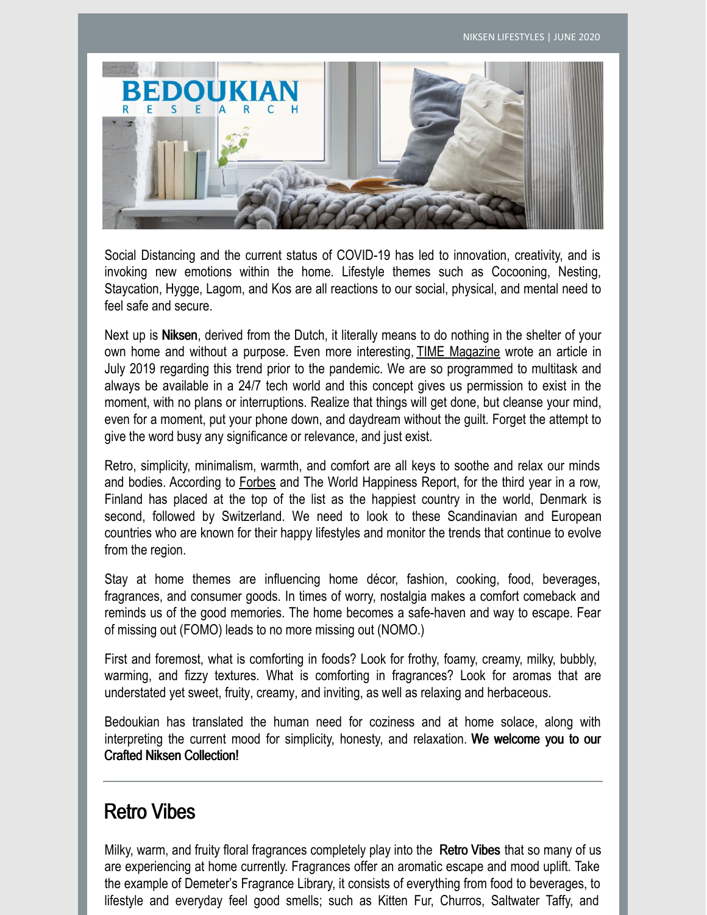Social Distancing and the current status of COVID-19 has led to innovation, creativity, and is invoking new emotions within the home. Lifestyle themes such as Cocooning, Nesting, Staycation, Hygge, Lagom, and Kos are all reactions to our social, physical, and mental need to feel safe and secure.

Next up is **Niksen**, derived from the Dutch, it literally means to do nothing in the shelter of your own home and without a purpose. Even more interesting, TIME Magazine wrote an article in July 2019 regarding this trend prior to the pandemic. We are so programmed to multitask and always be available in a 24/7 tech world and this concept gives us permission to exist in the moment, with no plans or interruptions. Realize that things will get done, but cleanse your mind, even for a moment, put your phone down, and daydream without the guilt. Forget the attempt to give the word busy any significance or relevance, and just exist.

Retro, simplicity, minimalism, warmth, and comfort are all keys to soothe and relax our minds and bodies. According to Forbes and The World Happiness Report, for the third year in a row, Finland has placed at the top of the list as the happiest country in the world, Denmark is second, followed by Switzerland. We need to look to these Scandinavian and European countries who are known for their happy lifestyles and monitor the trends that continue to evolve from the region.

Stay at home themes are influencing home décor, fashion, cooking, food, beverages, fragrances, and consumer goods. In times of worry, nostalgia makes a comfort comeback and reminds us of the good memories. The home becomes a safe-haven and way to escape. Fear of missing out (FOMO) leads to no more missing out (NOMO.)

First and foremost, what is comforting in foods? Look for frothy, foamy, creamy, milky, bubbly, warming, and fizzy textures. What is comforting in fragrances? Look for aromas that are understated yet sweet, fruity, creamy, and inviting, as well as relaxing and herbaceous.

Bedoukian has translated the human need for coziness and at home solace, along with interpreting the current mood for simplicity, honesty, and relaxation. **We welcome you to our Crafted Niksen Collection!**

---

## Retro Vibes

Milky, warm, and fruity floral fragrances completely play into the **Retro Vibes** that so many of us are experiencing at home currently. Fragrances offer an aromatic escape and mood uplift. Take the example of Demeter's Fragrance Library, it consists of everything from food to beverages, to lifestyle and everyday feel good smells; such as Kitten Fur, Churros, Saltwater Taffy, and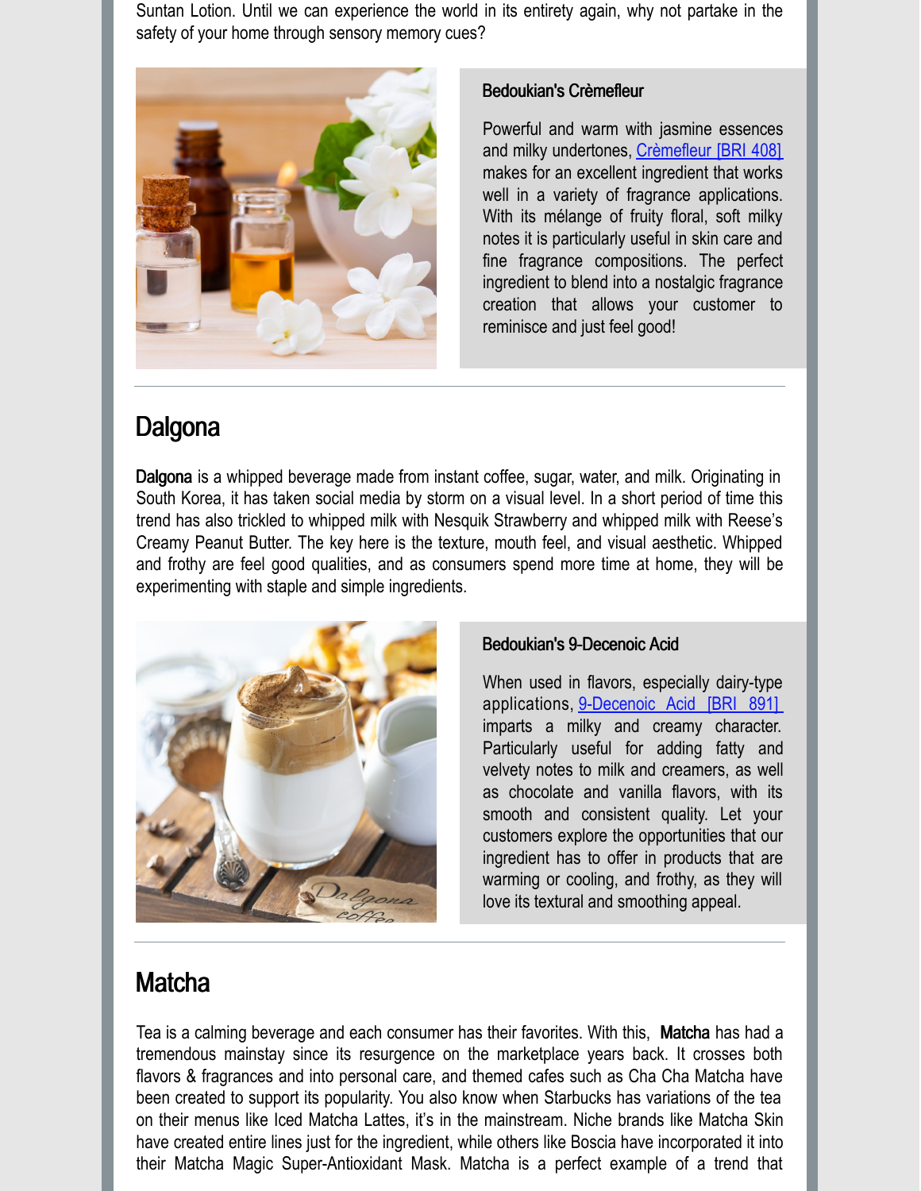Suntan Lotion. Until we can experience the world in its entirety again, why not partake in the safety of your home through sensory memory cues?

### Bedoukian's Crèmefleur

Powerful and warm with jasmine essences and milky undertones, Crèmefleur [BRI 408] makes for an excellent ingredient that works well in a variety of fragrance applications. With its mélange of fruity floral, soft milky notes it is particularly useful in skin care and fine fragrance compositions. The perfect ingredient to blend into a nostalgic fragrance creation that allows your customer to reminisce and just feel good!

---

## Dalgona

**Dalgona** is a whipped beverage made from instant coffee, sugar, water, and milk. Originating in South Korea, it has taken social media by storm on a visual level. In a short period of time this trend has also trickled to whipped milk with Nesquik Strawberry and whipped milk with Reese's Creamy Peanut Butter. The key here is the texture, mouth feel, and visual aesthetic. Whipped and frothy are feel good qualities, and as consumers spend more time at home, they will be experimenting with staple and simple ingredients.

### Bedoukian's 9-Decenoic Acid

When used in flavors, especially dairy-type applications, 9-Decenoic Acid [BRI 891] imparts a milky and creamy character. Particularly useful for adding fatty and velvety notes to milk and creamers, as well as chocolate and vanilla flavors, with its smooth and consistent quality. Let your customers explore the opportunities that our ingredient has to offer in products that are warming or cooling, and frothy, as they will love its textural and smoothing appeal.

---

## Matcha

Tea is a calming beverage and each consumer has their favorites. With this, **Matcha** has had a tremendous mainstay since its resurgence on the marketplace years back. It crosses both flavors & fragrances and into personal care, and themed cafes such as Cha Cha Matcha have been created to support its popularity. You also know when Starbucks has variations of the tea on their menus like Iced Matcha Lattes, it's in the mainstream. Niche brands like Matcha Skin have created entire lines just for the ingredient, while others like Boscia have incorporated it into their Matcha Magic Super-Antioxidant Mask. Matcha is a perfect example of a trend that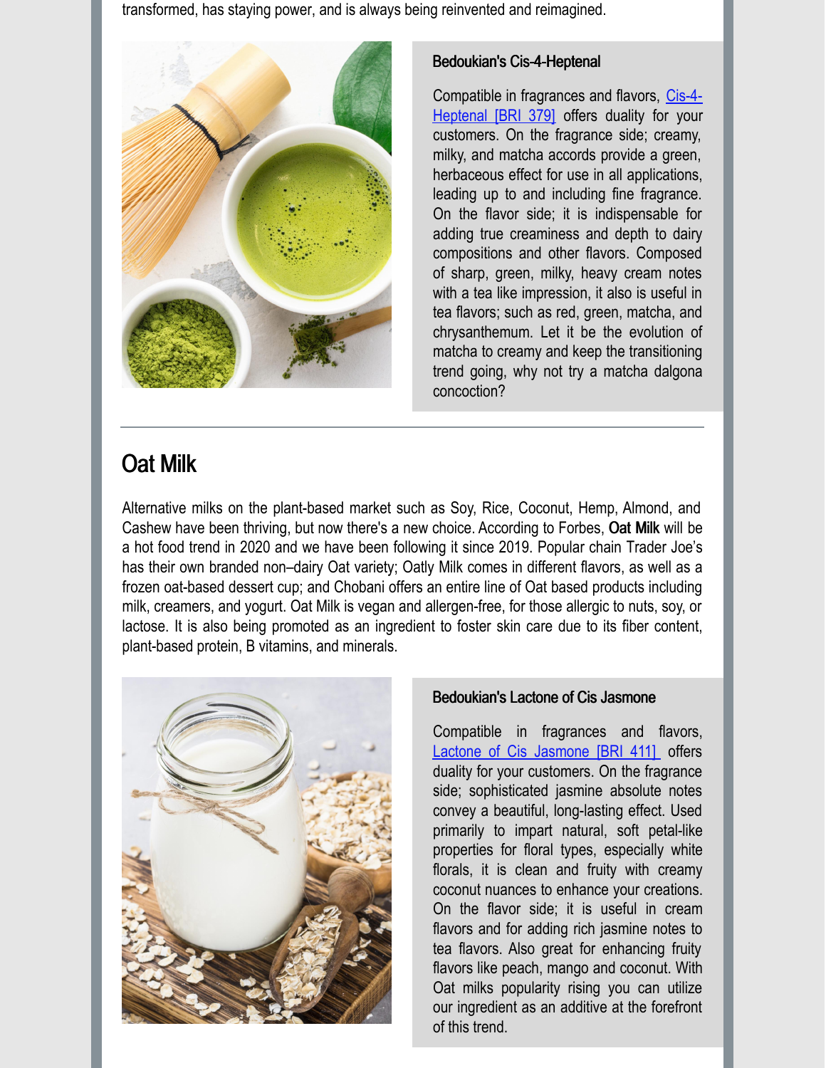transformed, has staying power, and is always being reinvented and reimagined.

### Bedoukian's Cis-4-Heptenal

Compatible in fragrances and flavors, Cis-4-Heptenal [BRI 379] offers duality for your customers. On the fragrance side; creamy, milky, and matcha accords provide a green, herbaceous effect for use in all applications, leading up to and including fine fragrance. On the flavor side; it is indispensable for adding true creaminess and depth to dairy compositions and other flavors. Composed of sharp, green, milky, heavy cream notes with a tea like impression, it also is useful in tea flavors; such as red, green, matcha, and chrysanthemum. Let it be the evolution of matcha to creamy and keep the transitioning trend going, why not try a matcha dalgona concoction?

---

## Oat Milk

Alternative milks on the plant-based market such as Soy, Rice, Coconut, Hemp, Almond, and Cashew have been thriving, but now there's a new choice. According to Forbes, **Oat Milk** will be a hot food trend in 2020 and we have been following it since 2019. Popular chain Trader Joe's has their own branded non–dairy Oat variety; Oatly Milk comes in different flavors, as well as a frozen oat-based dessert cup; and Chobani offers an entire line of Oat based products including milk, creamers, and yogurt. Oat Milk is vegan and allergen-free, for those allergic to nuts, soy, or lactose. It is also being promoted as an ingredient to foster skin care due to its fiber content, plant-based protein, B vitamins, and minerals.

### Bedoukian's Lactone of Cis Jasmone

Compatible in fragrances and flavors, Lactone of Cis Jasmone [BRI 411] offers duality for your customers. On the fragrance side; sophisticated jasmine absolute notes convey a beautiful, long-lasting effect. Used primarily to impart natural, soft petal-like properties for floral types, especially white florals, it is clean and fruity with creamy coconut nuances to enhance your creations. On the flavor side; it is useful in cream flavors and for adding rich jasmine notes to tea flavors. Also great for enhancing fruity flavors like peach, mango and coconut. With Oat milks popularity rising you can utilize our ingredient as an additive at the forefront of this trend.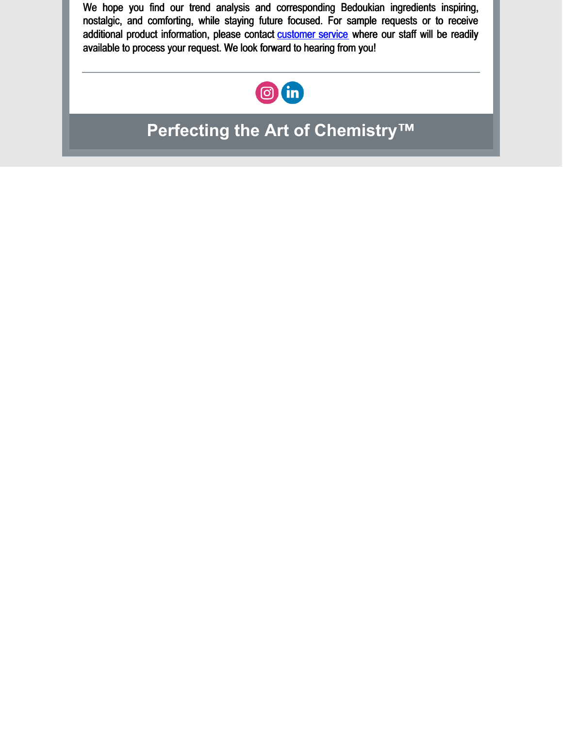We hope you find our trend analysis and corresponding Bedoukian ingredients inspiring, nostalgic, and comforting, while staying future focused. For sample requests or to receive additional product information, please contact customer service where our staff will be readily available to process your request. We look forward to hearing from you!

---

**Perfecting the Art of Chemistry™**